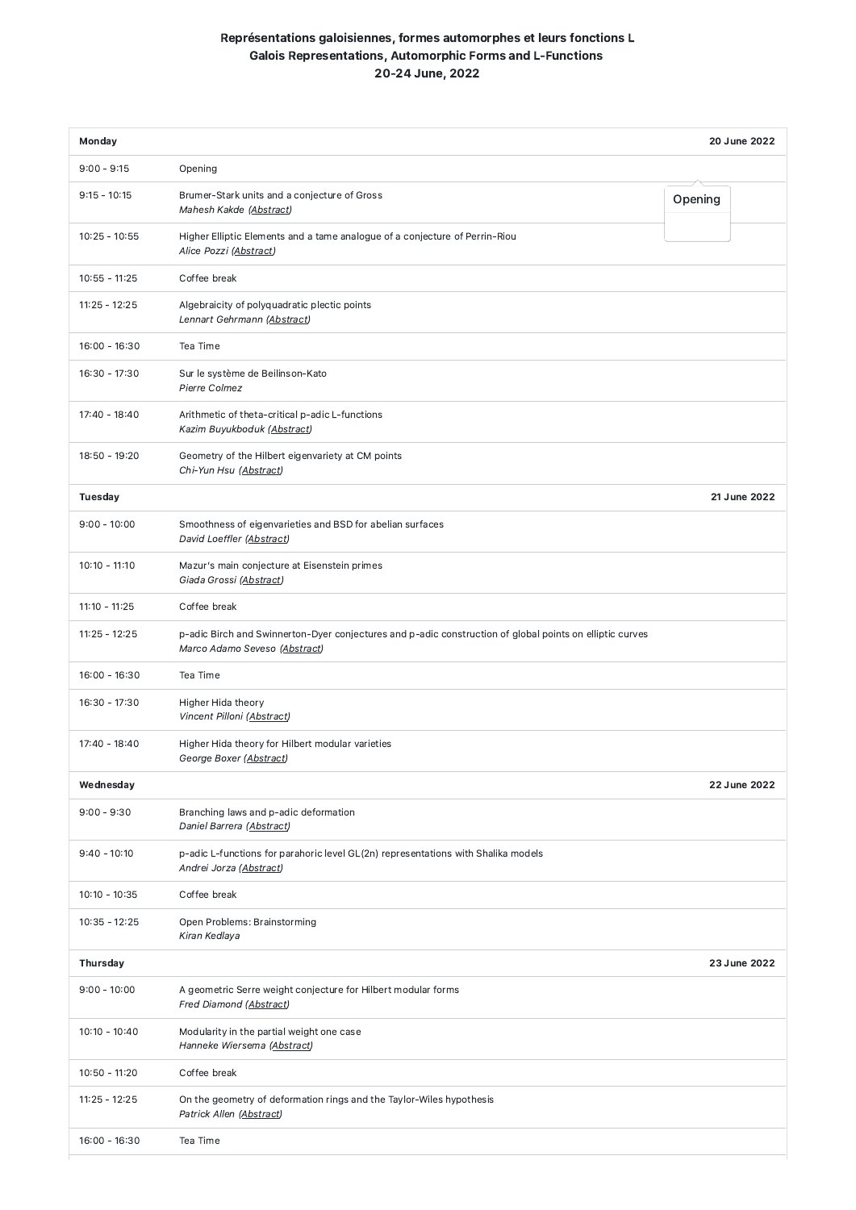**Représentations galoisiennes, formes automorphes et leurs fonctions L**
**Galois Representations, Automorphic Forms and L-Functions**
**20-24 June, 2022**

| **Monday** | **20 June 2022** |
|---|---|
| 9:00 - 9:15 | Opening |
| 9:15 - 10:15 | Brumer-Stark units and a conjecture of Gross<br>*Mahesh Kakde (Abstract)* |
| 10:25 - 10:55 | Higher Elliptic Elements and a tame analogue of a conjecture of Perrin-Riou<br>*Alice Pozzi (Abstract)* |
| 10:55 - 11:25 | Coffee break |
| 11:25 - 12:25 | Algebraicity of polyquadratic plectic points<br>*Lennart Gehrmann (Abstract)* |
| 16:00 - 16:30 | Tea Time |
| 16:30 - 17:30 | Sur le système de Beilinson-Kato<br>*Pierre Colmez* |
| 17:40 - 18:40 | Arithmetic of theta-critical p-adic L-functions<br>*Kazim Buyukboduk (Abstract)* |
| 18:50 - 19:20 | Geometry of the Hilbert eigenvariety at CM points<br>*Chi-Yun Hsu (Abstract)* |
| **Tuesday** | **21 June 2022** |
| 9:00 - 10:00 | Smoothness of eigenvarieties and BSD for abelian surfaces<br>*David Loeffler (Abstract)* |
| 10:10 - 11:10 | Mazur's main conjecture at Eisenstein primes<br>*Giada Grossi (Abstract)* |
| 11:10 - 11:25 | Coffee break |
| 11:25 - 12:25 | p-adic Birch and Swinnerton-Dyer conjectures and p-adic construction of global points on elliptic curves<br>*Marco Adamo Seveso (Abstract)* |
| 16:00 - 16:30 | Tea Time |
| 16:30 - 17:30 | Higher Hida theory<br>*Vincent Pilloni (Abstract)* |
| 17:40 - 18:40 | Higher Hida theory for Hilbert modular varieties<br>*George Boxer (Abstract)* |
| **Wednesday** | **22 June 2022** |
| 9:00 - 9:30 | Branching laws and p-adic deformation<br>*Daniel Barrera (Abstract)* |
| 9:40 - 10:10 | p-adic L-functions for parahoric level GL(2n) representations with Shalika models<br>*Andrei Jorza (Abstract)* |
| 10:10 - 10:35 | Coffee break |
| 10:35 - 12:25 | Open Problems: Brainstorming<br>*Kiran Kedlaya* |
| **Thursday** | **23 June 2022** |
| 9:00 - 10:00 | A geometric Serre weight conjecture for Hilbert modular forms<br>*Fred Diamond (Abstract)* |
| 10:10 - 10:40 | Modularity in the partial weight one case<br>*Hanneke Wiersema (Abstract)* |
| 10:50 - 11:20 | Coffee break |
| 11:25 - 12:25 | On the geometry of deformation rings and the Taylor-Wiles hypothesis<br>*Patrick Allen (Abstract)* |
| 16:00 - 16:30 | Tea Time |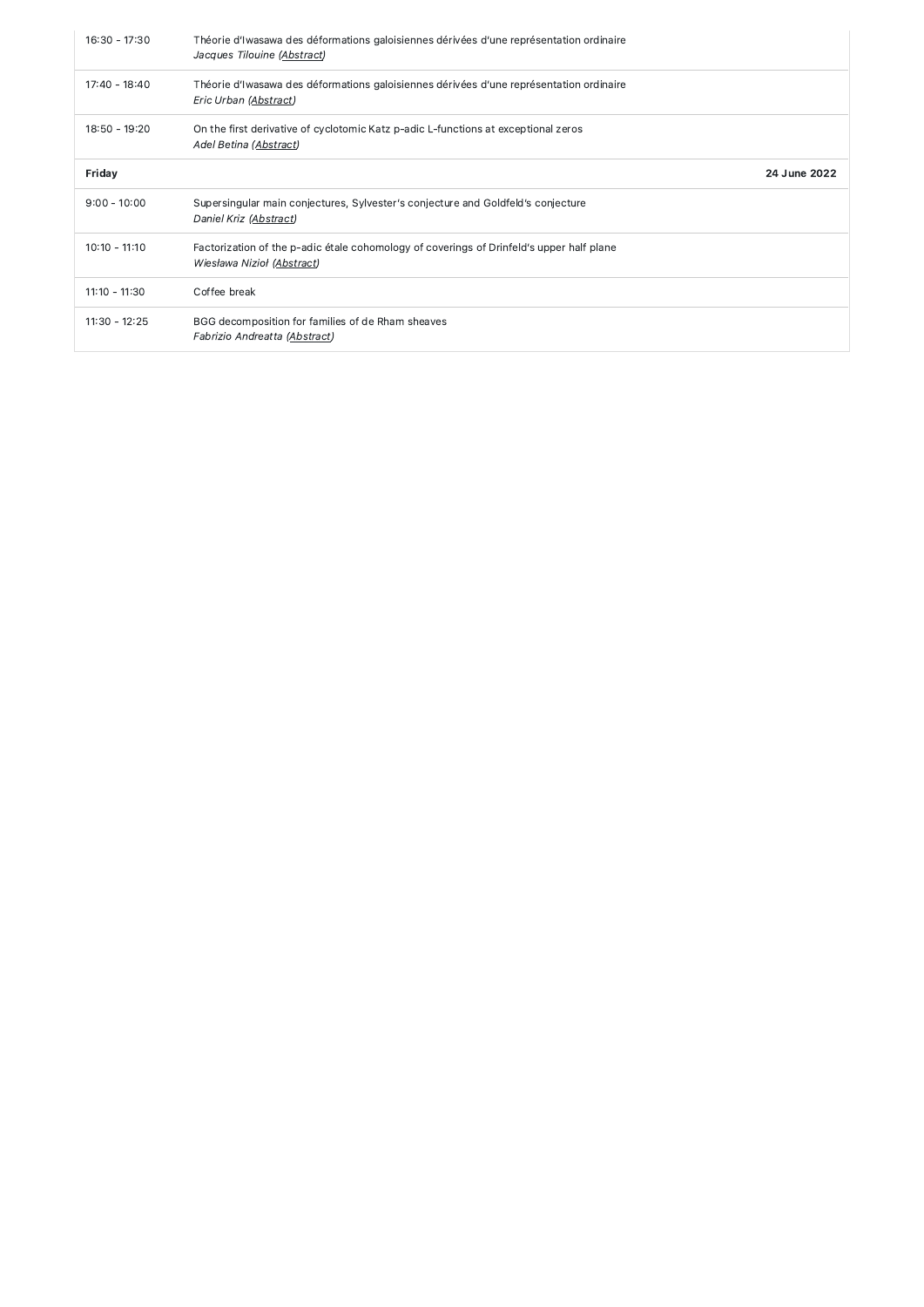| | |
|---|---|
| 16:30 - 17:30 | Théorie d'Iwasawa des déformations galoisiennes dérivées d'une représentation ordinaire<br>*Jacques Tilouine (Abstract)* |
| 17:40 - 18:40 | Théorie d'Iwasawa des déformations galoisiennes dérivées d'une représentation ordinaire<br>*Eric Urban (Abstract)* |
| 18:50 - 19:20 | On the first derivative of cyclotomic Katz p-adic L-functions at exceptional zeros<br>*Adel Betina (Abstract)* |
| **Friday** | **24 June 2022** |
| 9:00 - 10:00 | Supersingular main conjectures, Sylvester's conjecture and Goldfeld's conjecture<br>*Daniel Kriz (Abstract)* |
| 10:10 - 11:10 | Factorization of the p-adic étale cohomology of coverings of Drinfeld's upper half plane<br>*Wiesława Nizioł (Abstract)* |
| 11:10 - 11:30 | Coffee break |
| 11:30 - 12:25 | BGG decomposition for families of de Rham sheaves<br>*Fabrizio Andreatta (Abstract)* |